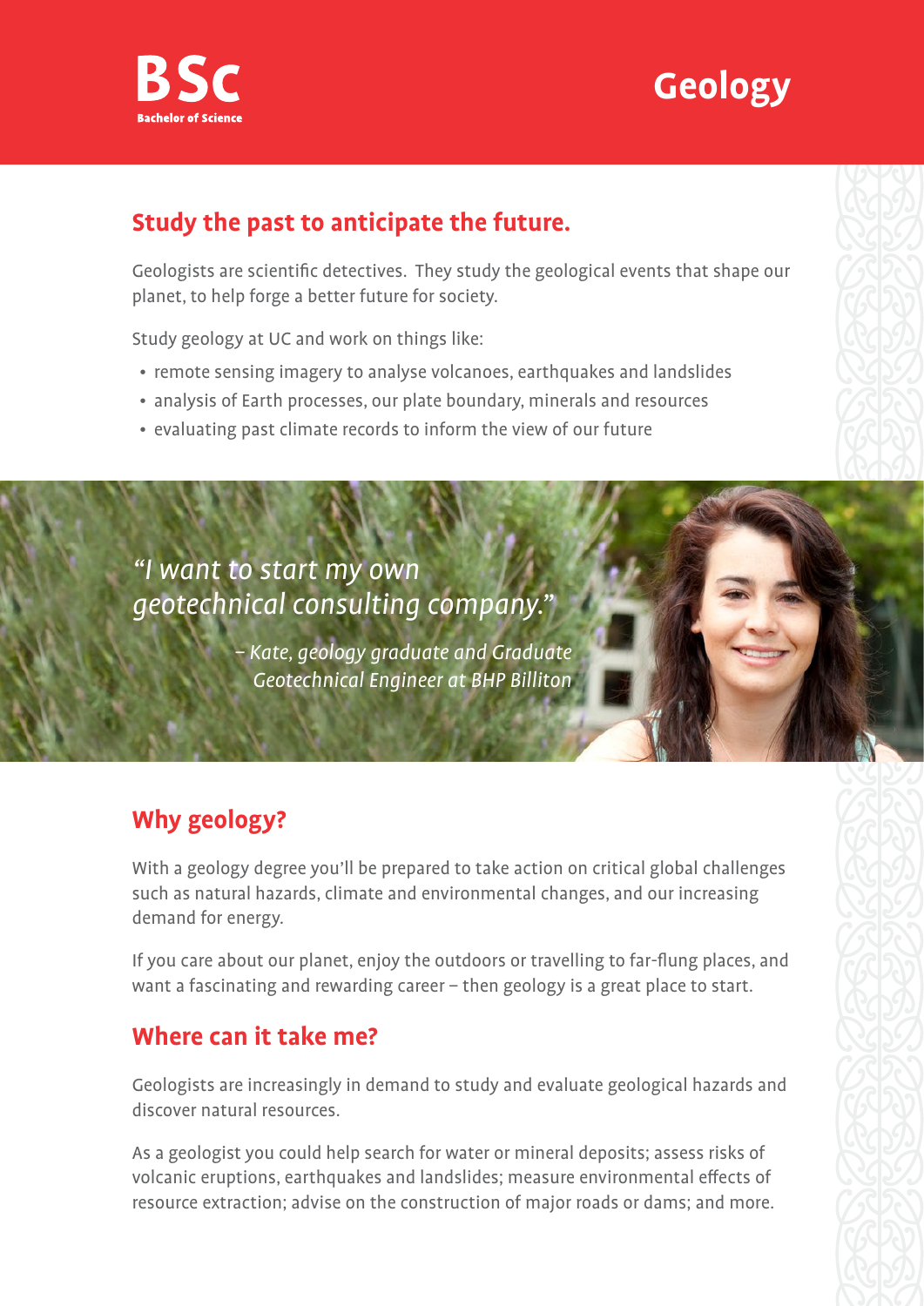**BSc**
**Bachelor of Science**

# Geology

## Study the past to anticipate the future.

Geologists are scientific detectives. They study the geological events that shape our planet, to help forge a better future for society.

Study geology at UC and work on things like:

- remote sensing imagery to analyse volcanoes, earthquakes and landslides
- analysis of Earth processes, our plate boundary, minerals and resources
- evaluating past climate records to inform the view of our future

*"I want to start my own geotechnical consulting company."*

*– Kate, geology graduate and Graduate Geotechnical Engineer at BHP Billiton*

## Why geology?

With a geology degree you'll be prepared to take action on critical global challenges such as natural hazards, climate and environmental changes, and our increasing demand for energy.

If you care about our planet, enjoy the outdoors or travelling to far-flung places, and want a fascinating and rewarding career – then geology is a great place to start.

## Where can it take me?

Geologists are increasingly in demand to study and evaluate geological hazards and discover natural resources.

As a geologist you could help search for water or mineral deposits; assess risks of volcanic eruptions, earthquakes and landslides; measure environmental effects of resource extraction; advise on the construction of major roads or dams; and more.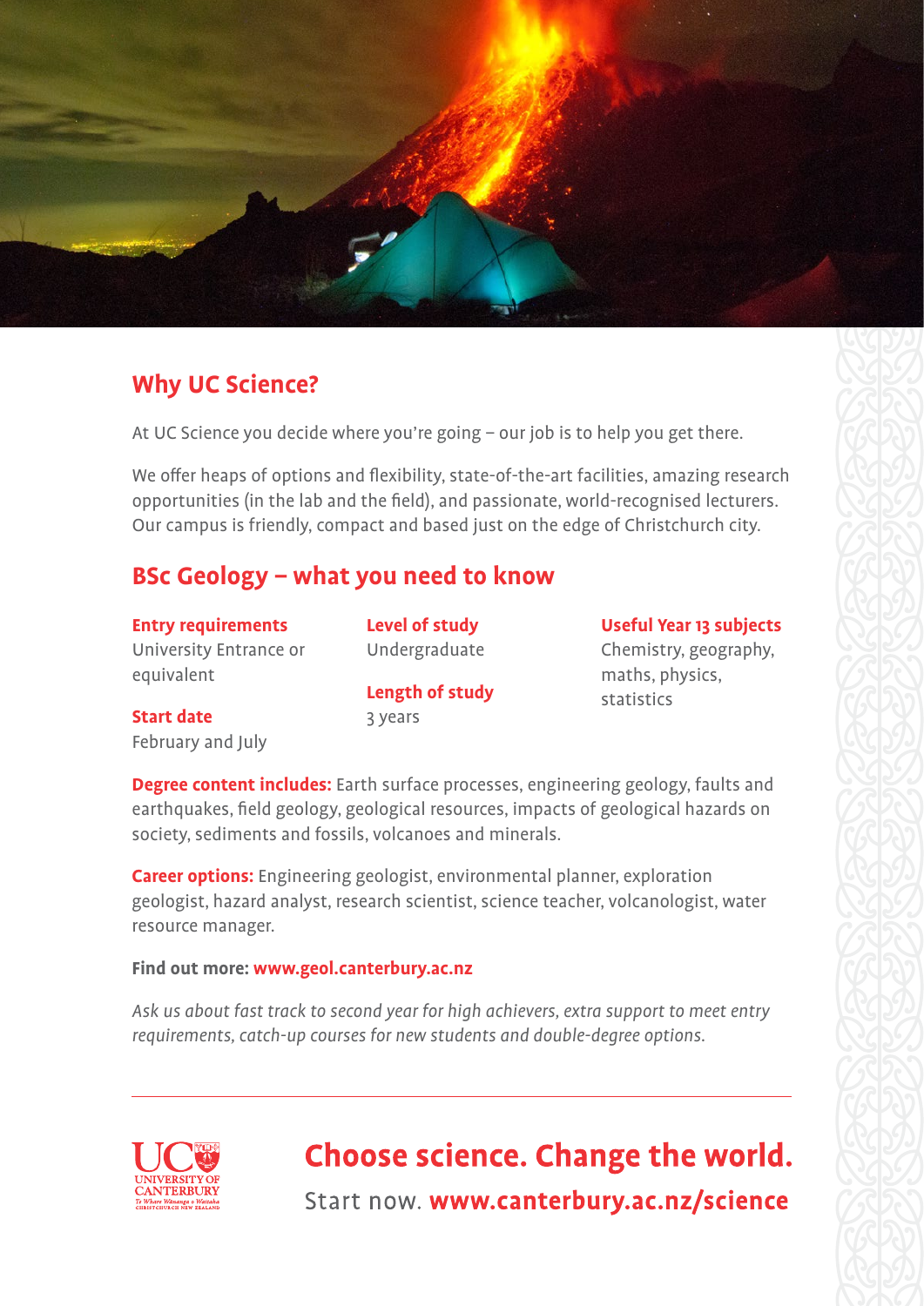## Why UC Science?

At UC Science you decide where you're going – our job is to help you get there.

We offer heaps of options and flexibility, state-of-the-art facilities, amazing research opportunities (in the lab and the field), and passionate, world-recognised lecturers. Our campus is friendly, compact and based just on the edge of Christchurch city.

## BSc Geology – what you need to know

**Entry requirements**
University Entrance or equivalent

**Start date**
February and July

**Level of study**
Undergraduate

**Length of study**
3 years

**Useful Year 13 subjects**
Chemistry, geography, maths, physics, statistics

**Degree content includes:** Earth surface processes, engineering geology, faults and earthquakes, field geology, geological resources, impacts of geological hazards on society, sediments and fossils, volcanoes and minerals.

**Career options:** Engineering geologist, environmental planner, exploration geologist, hazard analyst, research scientist, science teacher, volcanologist, water resource manager.

**Find out more: www.geol.canterbury.ac.nz**

*Ask us about fast track to second year for high achievers, extra support to meet entry requirements, catch-up courses for new students and double-degree options.*

---

UC UNIVERSITY OF CANTERBURY *Te Whare Wānanga o Waitaha* CHRISTCHURCH NEW ZEALAND

## Choose science. Change the world.

Start now. **www.canterbury.ac.nz/science**